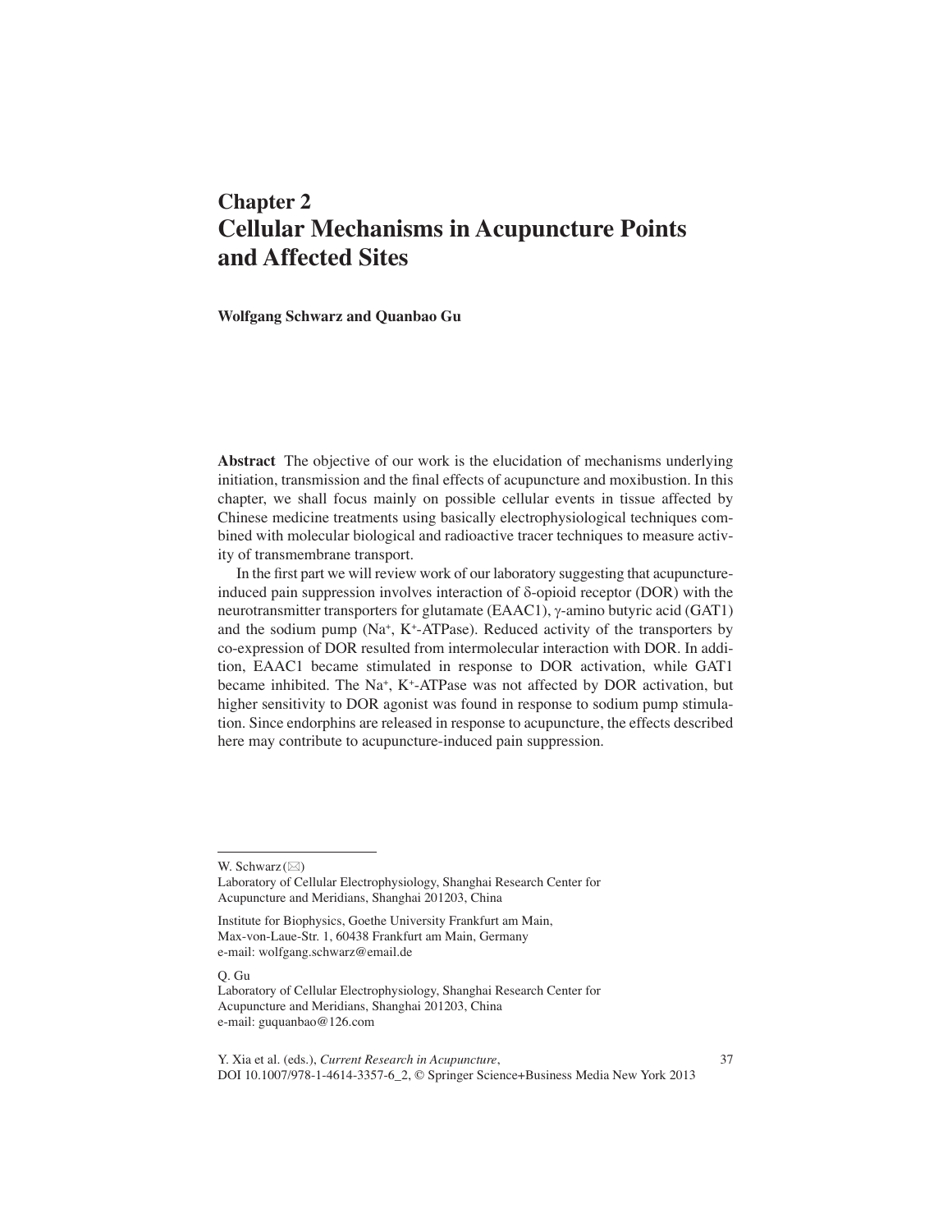# Chapter 2
# Cellular Mechanisms in Acupuncture Points and Affected Sites

**Wolfgang Schwarz and Quanbao Gu**

**Abstract** The objective of our work is the elucidation of mechanisms underlying initiation, transmission and the final effects of acupuncture and moxibustion. In this chapter, we shall focus mainly on possible cellular events in tissue affected by Chinese medicine treatments using basically electrophysiological techniques combined with molecular biological and radioactive tracer techniques to measure activity of transmembrane transport.

In the first part we will review work of our laboratory suggesting that acupuncture-induced pain suppression involves interaction of δ-opioid receptor (DOR) with the neurotransmitter transporters for glutamate (EAAC1), γ-amino butyric acid (GAT1) and the sodium pump ($Na^+$, $K^+$-ATPase). Reduced activity of the transporters by co-expression of DOR resulted from intermolecular interaction with DOR. In addition, EAAC1 became stimulated in response to DOR activation, while GAT1 became inhibited. The $Na^+$, $K^+$-ATPase was not affected by DOR activation, but higher sensitivity to DOR agonist was found in response to sodium pump stimulation. Since endorphins are released in response to acupuncture, the effects described here may contribute to acupuncture-induced pain suppression.

---

W. Schwarz (✉)
Laboratory of Cellular Electrophysiology, Shanghai Research Center for Acupuncture and Meridians, Shanghai 201203, China

Institute for Biophysics, Goethe University Frankfurt am Main, Max-von-Laue-Str. 1, 60438 Frankfurt am Main, Germany
e-mail: wolfgang.schwarz@email.de

Q. Gu
Laboratory of Cellular Electrophysiology, Shanghai Research Center for Acupuncture and Meridians, Shanghai 201203, China
e-mail: guquanbao@126.com

Y. Xia et al. (eds.), *Current Research in Acupuncture*,
DOI 10.1007/978-1-4614-3357-6_2, © Springer Science+Business Media New York 2013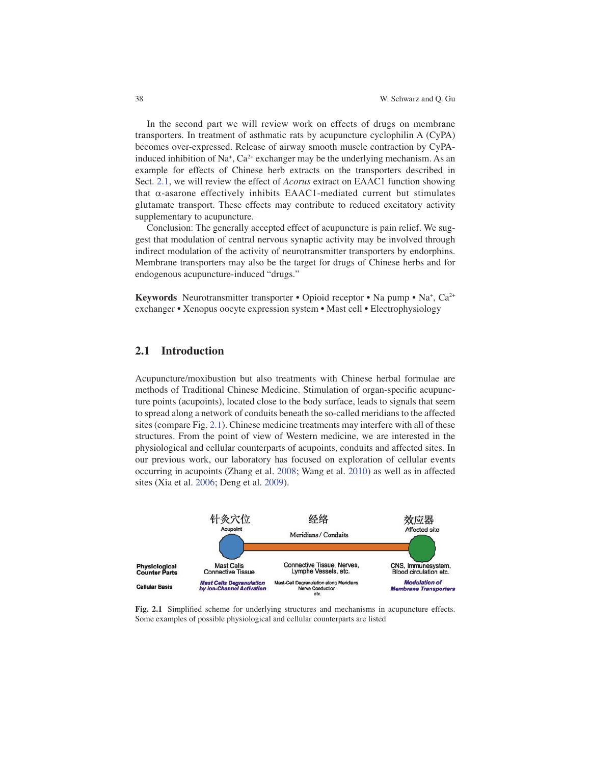In the second part we will review work on effects of drugs on membrane transporters. In treatment of asthmatic rats by acupuncture cyclophilin A (CyPA) becomes over-expressed. Release of airway smooth muscle contraction by CyPA-induced inhibition of $Na^+$, $Ca^{2+}$ exchanger may be the underlying mechanism. As an example for effects of Chinese herb extracts on the transporters described in Sect. 2.1, we will review the effect of *Acorus* extract on EAAC1 function showing that α-asarone effectively inhibits EAAC1-mediated current but stimulates glutamate transport. These effects may contribute to reduced excitatory activity supplementary to acupuncture.

Conclusion: The generally accepted effect of acupuncture is pain relief. We suggest that modulation of central nervous synaptic activity may be involved through indirect modulation of the activity of neurotransmitter transporters by endorphins. Membrane transporters may also be the target for drugs of Chinese herbs and for endogenous acupuncture-induced "drugs."

**Keywords** Neurotransmitter transporter • Opioid receptor • Na pump • $Na^+$, $Ca^{2+}$ exchanger • Xenopus oocyte expression system • Mast cell • Electrophysiology

## 2.1 Introduction

Acupuncture/moxibustion but also treatments with Chinese herbal formulae are methods of Traditional Chinese Medicine. Stimulation of organ-specific acupuncture points (acupoints), located close to the body surface, leads to signals that seem to spread along a network of conduits beneath the so-called meridians to the affected sites (compare Fig. 2.1). Chinese medicine treatments may interfere with all of these structures. From the point of view of Western medicine, we are interested in the physiological and cellular counterparts of acupoints, conduits and affected sites. In our previous work, our laboratory has focused on exploration of cellular events occurring in acupoints (Zhang et al. 2008; Wang et al. 2010) as well as in affected sites (Xia et al. 2006; Deng et al. 2009).

| | 针灸穴位 Acupoint | 经络 Meridians / Conduits | 效应器 Affected site |
|---|---|---|---|
| Physiological Counter Parts | Mast Cells Connective Tissue | Connective Tissue, Nerves, Lymphe Vessels, etc. | CNS, Immunesystem, Blood circulation etc. |
| Cellular Basis | *Mast Cells Degranulation by Ion-Channel Activation* | Mast-Cell Degranulation along Meridians Nerve Conduction etc. | *Modulation of Membrane Transporters* |

**Fig. 2.1** Simplified scheme for underlying structures and mechanisms in acupuncture effects. Some examples of possible physiological and cellular counterparts are listed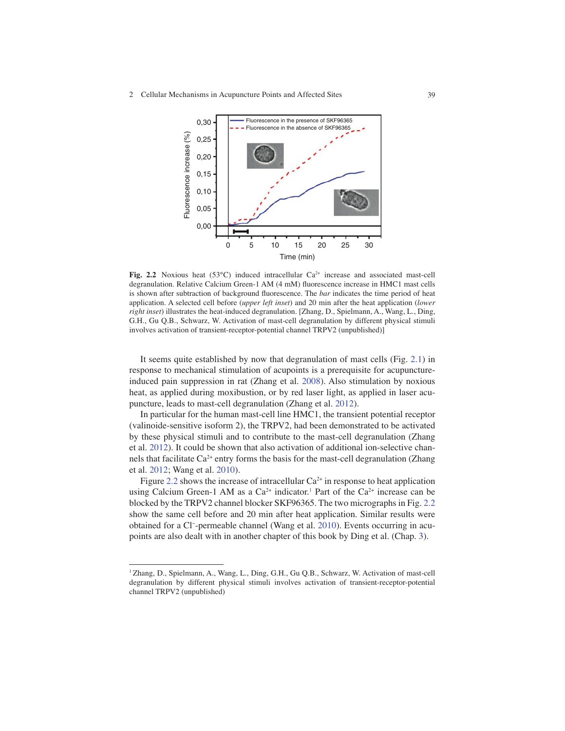Fig. 2.2 Noxious heat (53°C) induced intracellular $Ca^{2+}$ increase and associated mast-cell degranulation. Relative Calcium Green-1 AM (4 mM) fluorescence increase in HMC1 mast cells is shown after subtraction of background fluorescence. The *bar* indicates the time period of heat application. A selected cell before (*upper left inset*) and 20 min after the heat application (*lower right inset*) illustrates the heat-induced degranulation. [Zhang, D., Spielmann, A., Wang, L., Ding, G.H., Gu Q.B., Schwarz, W. Activation of mast-cell degranulation by different physical stimuli involves activation of transient-receptor-potential channel TRPV2 (unpublished)]

It seems quite established by now that degranulation of mast cells (Fig. 2.1) in response to mechanical stimulation of acupoints is a prerequisite for acupuncture-induced pain suppression in rat (Zhang et al. 2008). Also stimulation by noxious heat, as applied during moxibustion, or by red laser light, as applied in laser acupuncture, leads to mast-cell degranulation (Zhang et al. 2012).

In particular for the human mast-cell line HMC1, the transient potential receptor (valinoide-sensitive isoform 2), the TRPV2, had been demonstrated to be activated by these physical stimuli and to contribute to the mast-cell degranulation (Zhang et al. 2012). It could be shown that also activation of additional ion-selective channels that facilitate $Ca^{2+}$ entry forms the basis for the mast-cell degranulation (Zhang et al. 2012; Wang et al. 2010).

Figure 2.2 shows the increase of intracellular $Ca^{2+}$ in response to heat application using Calcium Green-1 AM as a $Ca^{2+}$ indicator.[1] Part of the $Ca^{2+}$ increase can be blocked by the TRPV2 channel blocker SKF96365. The two micrographs in Fig. 2.2 show the same cell before and 20 min after heat application. Similar results were obtained for a $Cl^{-}$-permeable channel (Wang et al. 2010). Events occurring in acupoints are also dealt with in another chapter of this book by Ding et al. (Chap. 3).

---

[1] Zhang, D., Spielmann, A., Wang, L., Ding, G.H., Gu Q.B., Schwarz, W. Activation of mast-cell degranulation by different physical stimuli involves activation of transient-receptor-potential channel TRPV2 (unpublished)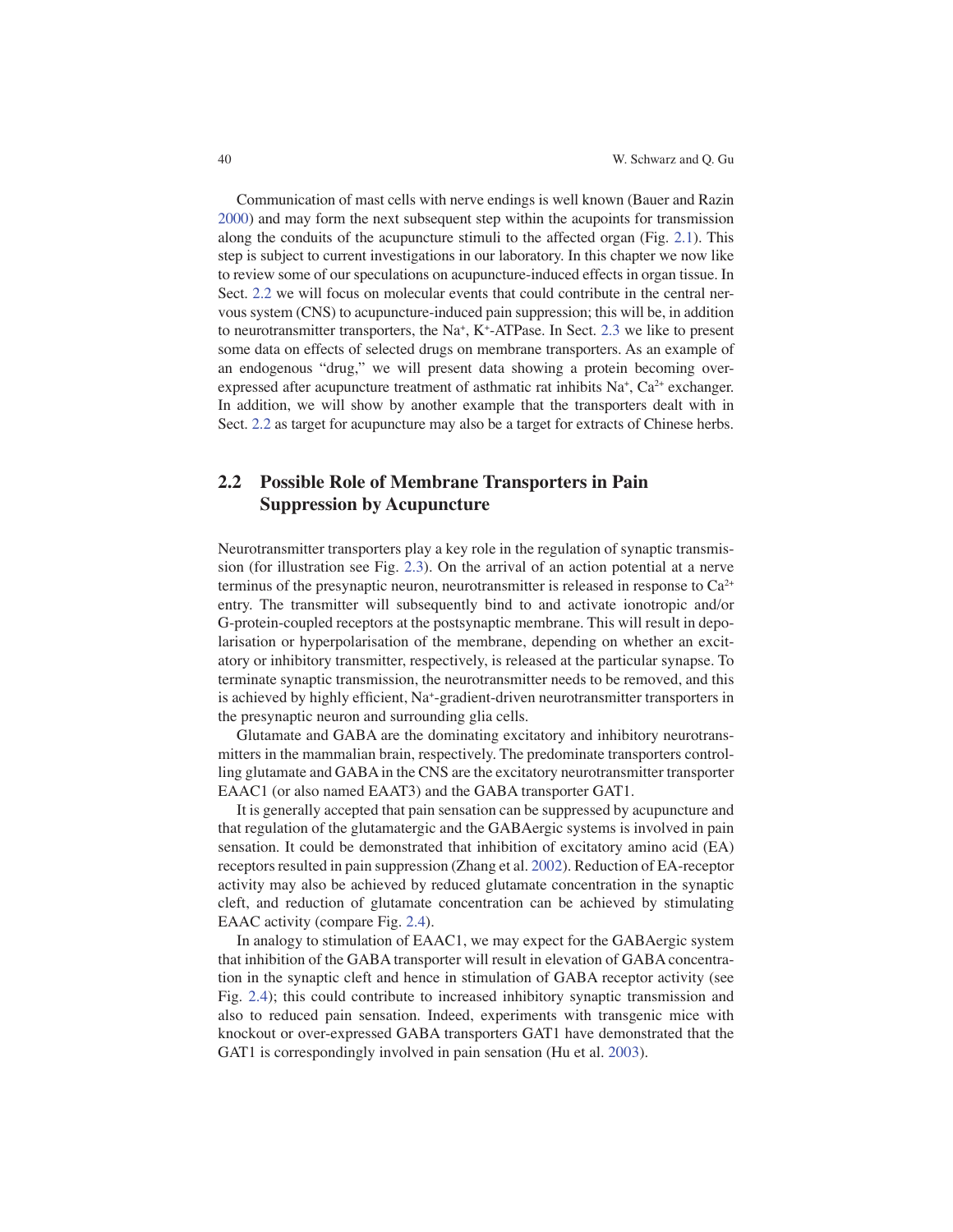Communication of mast cells with nerve endings is well known (Bauer and Razin 2000) and may form the next subsequent step within the acupoints for transmission along the conduits of the acupuncture stimuli to the affected organ (Fig. 2.1). This step is subject to current investigations in our laboratory. In this chapter we now like to review some of our speculations on acupuncture-induced effects in organ tissue. In Sect. 2.2 we will focus on molecular events that could contribute in the central nervous system (CNS) to acupuncture-induced pain suppression; this will be, in addition to neurotransmitter transporters, the $Na^+$, $K^+$-ATPase. In Sect. 2.3 we like to present some data on effects of selected drugs on membrane transporters. As an example of an endogenous "drug," we will present data showing a protein becoming over-expressed after acupuncture treatment of asthmatic rat inhibits $Na^+$, $Ca^{2+}$ exchanger. In addition, we will show by another example that the transporters dealt with in Sect. 2.2 as target for acupuncture may also be a target for extracts of Chinese herbs.

## 2.2 Possible Role of Membrane Transporters in Pain Suppression by Acupuncture

Neurotransmitter transporters play a key role in the regulation of synaptic transmission (for illustration see Fig. 2.3). On the arrival of an action potential at a nerve terminus of the presynaptic neuron, neurotransmitter is released in response to $Ca^{2+}$ entry. The transmitter will subsequently bind to and activate ionotropic and/or G-protein-coupled receptors at the postsynaptic membrane. This will result in depolarisation or hyperpolarisation of the membrane, depending on whether an excitatory or inhibitory transmitter, respectively, is released at the particular synapse. To terminate synaptic transmission, the neurotransmitter needs to be removed, and this is achieved by highly efficient, $Na^+$-gradient-driven neurotransmitter transporters in the presynaptic neuron and surrounding glia cells.

Glutamate and GABA are the dominating excitatory and inhibitory neurotransmitters in the mammalian brain, respectively. The predominate transporters controlling glutamate and GABA in the CNS are the excitatory neurotransmitter transporter EAAC1 (or also named EAAT3) and the GABA transporter GAT1.

It is generally accepted that pain sensation can be suppressed by acupuncture and that regulation of the glutamatergic and the GABAergic systems is involved in pain sensation. It could be demonstrated that inhibition of excitatory amino acid (EA) receptors resulted in pain suppression (Zhang et al. 2002). Reduction of EA-receptor activity may also be achieved by reduced glutamate concentration in the synaptic cleft, and reduction of glutamate concentration can be achieved by stimulating EAAC activity (compare Fig. 2.4).

In analogy to stimulation of EAAC1, we may expect for the GABAergic system that inhibition of the GABA transporter will result in elevation of GABA concentration in the synaptic cleft and hence in stimulation of GABA receptor activity (see Fig. 2.4); this could contribute to increased inhibitory synaptic transmission and also to reduced pain sensation. Indeed, experiments with transgenic mice with knockout or over-expressed GABA transporters GAT1 have demonstrated that the GAT1 is correspondingly involved in pain sensation (Hu et al. 2003).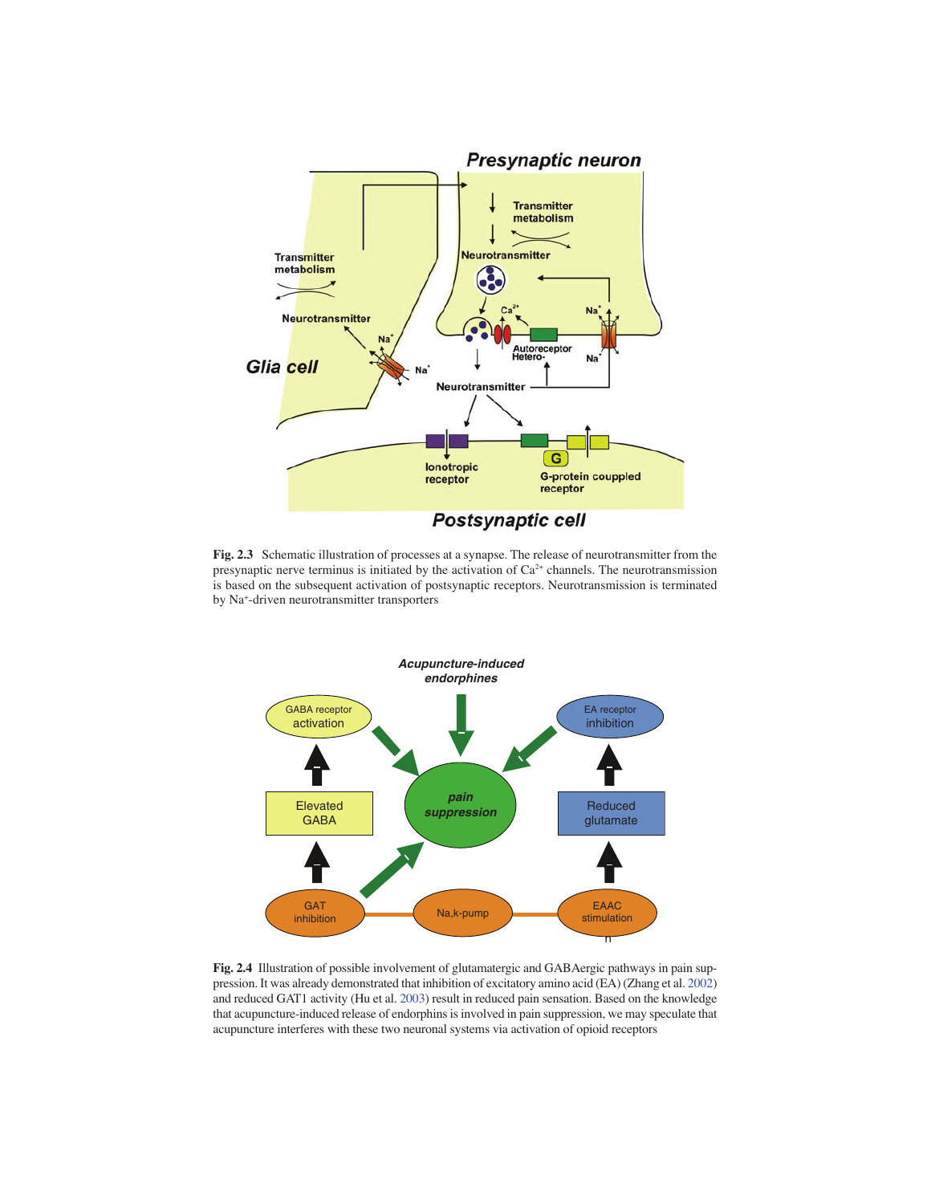**Fig. 2.3** Schematic illustration of processes at a synapse. The release of neurotransmitter from the presynaptic nerve terminus is initiated by the activation of $Ca^{2+}$ channels. The neurotransmission is based on the subsequent activation of postsynaptic receptors. Neurotransmission is terminated by $Na^{+}$-driven neurotransmitter transporters

**Fig. 2.4** Illustration of possible involvement of glutamatergic and GABAergic pathways in pain suppression. It was already demonstrated that inhibition of excitatory amino acid (EA) (Zhang et al. 2002) and reduced GAT1 activity (Hu et al. 2003) result in reduced pain sensation. Based on the knowledge that acupuncture-induced release of endorphins is involved in pain suppression, we may speculate that acupuncture interferes with these two neuronal systems via activation of opioid receptors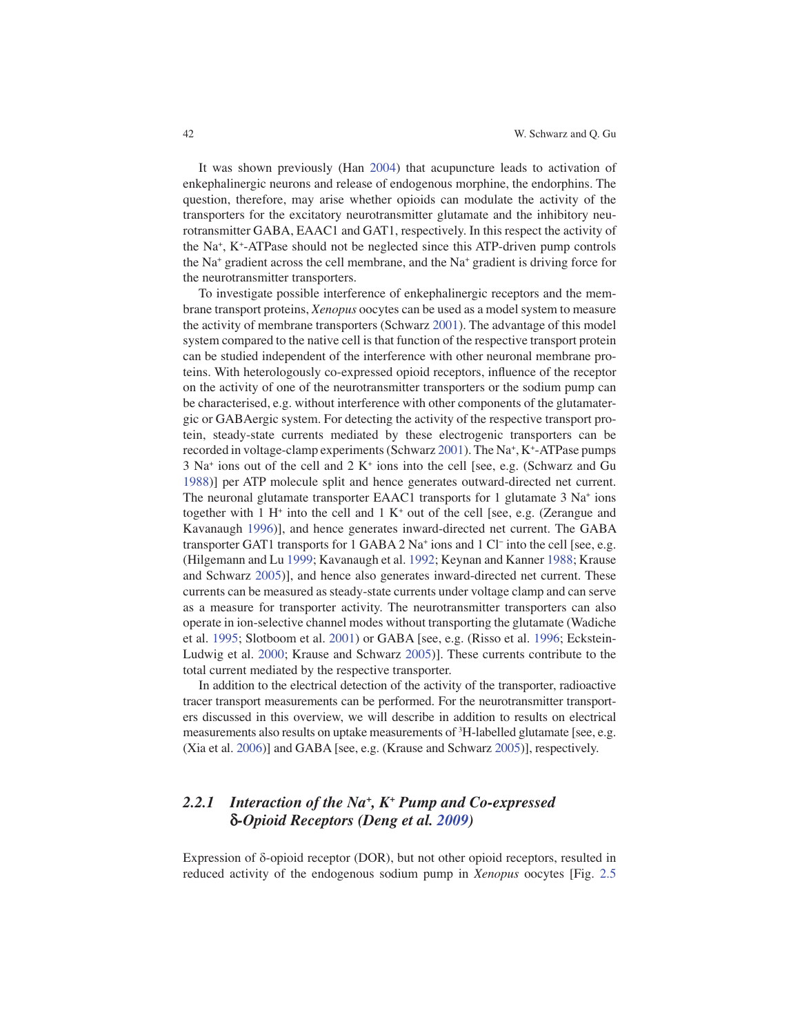It was shown previously (Han 2004) that acupuncture leads to activation of enkephalinergic neurons and release of endogenous morphine, the endorphins. The question, therefore, may arise whether opioids can modulate the activity of the transporters for the excitatory neurotransmitter glutamate and the inhibitory neurotransmitter GABA, EAAC1 and GAT1, respectively. In this respect the activity of the $Na^+$, $K^+$-ATPase should not be neglected since this ATP-driven pump controls the $Na^+$ gradient across the cell membrane, and the $Na^+$ gradient is driving force for the neurotransmitter transporters.

To investigate possible interference of enkephalinergic receptors and the membrane transport proteins, *Xenopus* oocytes can be used as a model system to measure the activity of membrane transporters (Schwarz 2001). The advantage of this model system compared to the native cell is that function of the respective transport protein can be studied independent of the interference with other neuronal membrane proteins. With heterologously co-expressed opioid receptors, influence of the receptor on the activity of one of the neurotransmitter transporters or the sodium pump can be characterised, e.g. without interference with other components of the glutamatergic or GABAergic system. For detecting the activity of the respective transport protein, steady-state currents mediated by these electrogenic transporters can be recorded in voltage-clamp experiments (Schwarz 2001). The $Na^+$, $K^+$-ATPase pumps 3 $Na^+$ ions out of the cell and 2 $K^+$ ions into the cell [see, e.g. (Schwarz and Gu 1988)] per ATP molecule split and hence generates outward-directed net current. The neuronal glutamate transporter EAAC1 transports for 1 glutamate 3 $Na^+$ ions together with 1 $H^+$ into the cell and 1 $K^+$ out of the cell [see, e.g. (Zerangue and Kavanaugh 1996)], and hence generates inward-directed net current. The GABA transporter GAT1 transports for 1 GABA 2 $Na^+$ ions and 1 $Cl^-$ into the cell [see, e.g. (Hilgemann and Lu 1999; Kavanaugh et al. 1992; Keynan and Kanner 1988; Krause and Schwarz 2005)], and hence also generates inward-directed net current. These currents can be measured as steady-state currents under voltage clamp and can serve as a measure for transporter activity. The neurotransmitter transporters can also operate in ion-selective channel modes without transporting the glutamate (Wadiche et al. 1995; Slotboom et al. 2001) or GABA [see, e.g. (Risso et al. 1996; Eckstein-Ludwig et al. 2000; Krause and Schwarz 2005)]. These currents contribute to the total current mediated by the respective transporter.

In addition to the electrical detection of the activity of the transporter, radioactive tracer transport measurements can be performed. For the neurotransmitter transporters discussed in this overview, we will describe in addition to results on electrical measurements also results on uptake measurements of $^3$H-labelled glutamate [see, e.g. (Xia et al. 2006)] and GABA [see, e.g. (Krause and Schwarz 2005)], respectively.

### 2.2.1 Interaction of the $Na^+$, $K^+$ Pump and Co-expressed δ-Opioid Receptors (Deng et al. 2009)

Expression of δ-opioid receptor (DOR), but not other opioid receptors, resulted in reduced activity of the endogenous sodium pump in *Xenopus* oocytes [Fig. 2.5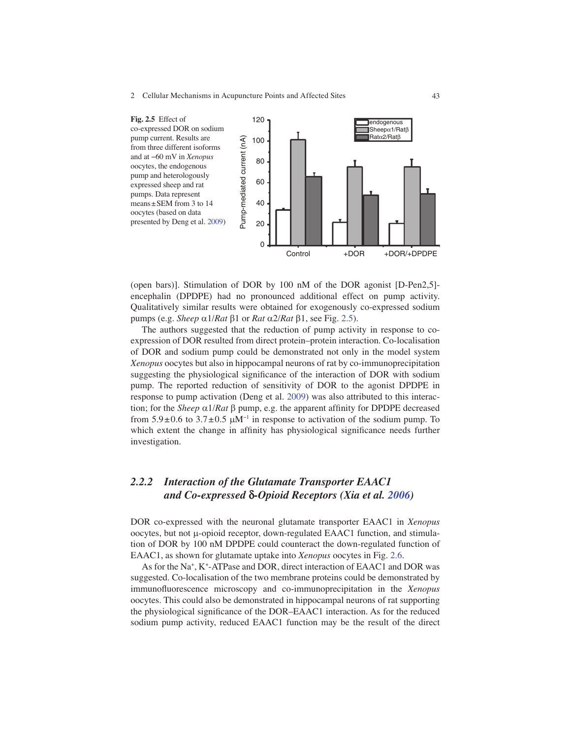**Fig. 2.5** Effect of co-expressed DOR on sodium pump current. Results are from three different isoforms and at −60 mV in *Xenopus* oocytes, the endogenous pump and heterologously expressed sheep and rat pumps. Data represent means ± SEM from 3 to 14 oocytes (based on data presented by Deng et al. 2009)

(open bars)]. Stimulation of DOR by 100 nM of the DOR agonist [D-Pen2,5]-encephalin (DPDPE) had no pronounced additional effect on pump activity. Qualitatively similar results were obtained for exogenously co-expressed sodium pumps (e.g. *Sheep* α1/*Rat* β1 or *Rat* α2/*Rat* β1, see Fig. 2.5).

The authors suggested that the reduction of pump activity in response to co-expression of DOR resulted from direct protein–protein interaction. Co-localisation of DOR and sodium pump could be demonstrated not only in the model system *Xenopus* oocytes but also in hippocampal neurons of rat by co-immunoprecipitation suggesting the physiological significance of the interaction of DOR with sodium pump. The reported reduction of sensitivity of DOR to the agonist DPDPE in response to pump activation (Deng et al. 2009) was also attributed to this interaction; for the *Sheep* α1/*Rat* β pump, e.g. the apparent affinity for DPDPE decreased from 5.9 ± 0.6 to 3.7 ± 0.5 $\mu M^{-1}$ in response to activation of the sodium pump. To which extent the change in affinity has physiological significance needs further investigation.

### 2.2.2 Interaction of the Glutamate Transporter EAAC1 and Co-expressed δ-Opioid Receptors (Xia et al. 2006)

DOR co-expressed with the neuronal glutamate transporter EAAC1 in *Xenopus* oocytes, but not μ-opioid receptor, down-regulated EAAC1 function, and stimulation of DOR by 100 nM DPDPE could counteract the down-regulated function of EAAC1, as shown for glutamate uptake into *Xenopus* oocytes in Fig. 2.6.

As for the $Na^+$, $K^+$-ATPase and DOR, direct interaction of EAAC1 and DOR was suggested. Co-localisation of the two membrane proteins could be demonstrated by immunofluorescence microscopy and co-immunoprecipitation in the *Xenopus* oocytes. This could also be demonstrated in hippocampal neurons of rat supporting the physiological significance of the DOR–EAAC1 interaction. As for the reduced sodium pump activity, reduced EAAC1 function may be the result of the direct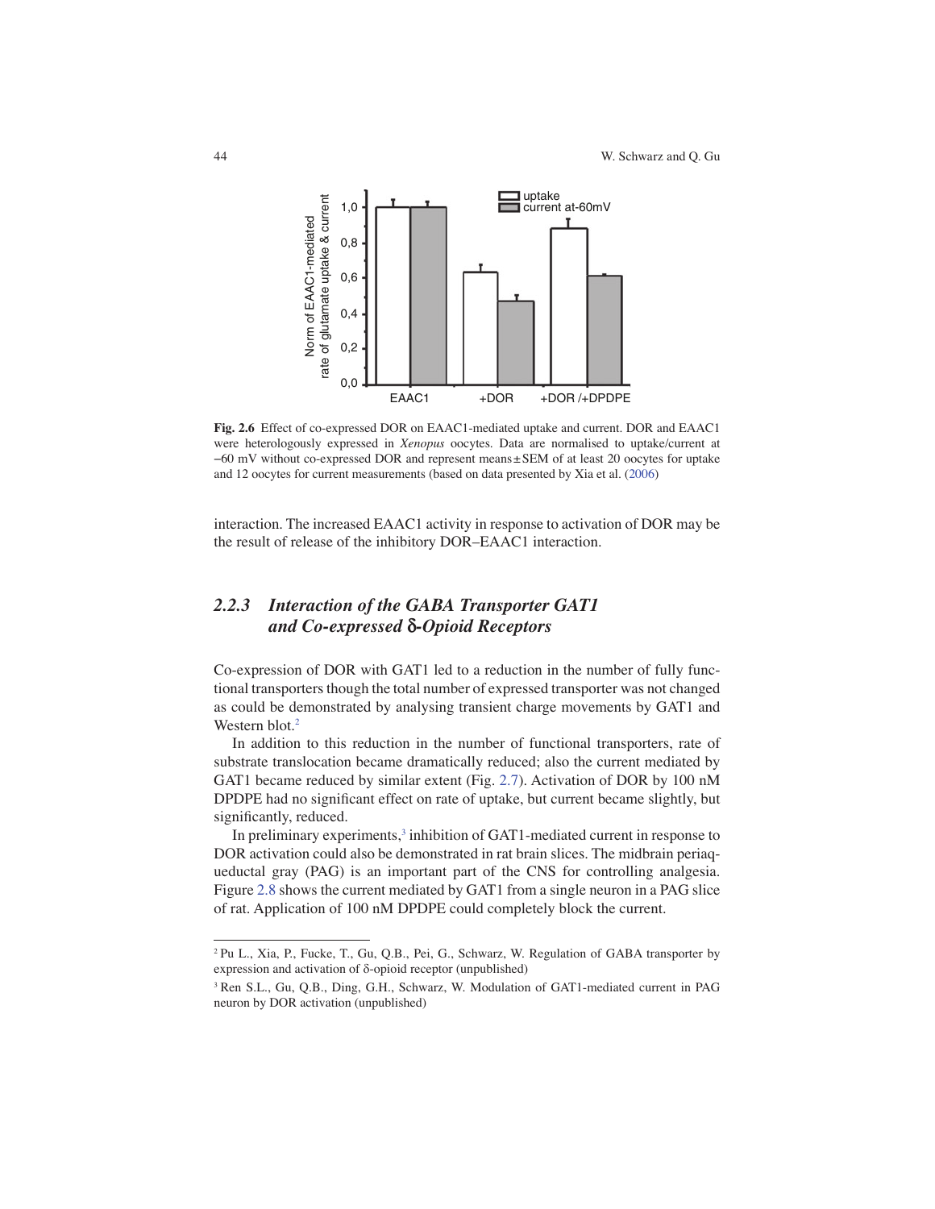**Fig. 2.6** Effect of co-expressed DOR on EAAC1-mediated uptake and current. DOR and EAAC1 were heterologously expressed in *Xenopus* oocytes. Data are normalised to uptake/current at −60 mV without co-expressed DOR and represent means ± SEM of at least 20 oocytes for uptake and 12 oocytes for current measurements (based on data presented by Xia et al. (2006)

interaction. The increased EAAC1 activity in response to activation of DOR may be the result of release of the inhibitory DOR–EAAC1 interaction.

### *2.2.3 Interaction of the GABA Transporter GAT1 and Co-expressed δ-Opioid Receptors*

Co-expression of DOR with GAT1 led to a reduction in the number of fully functional transporters though the total number of expressed transporter was not changed as could be demonstrated by analysing transient charge movements by GAT1 and Western blot.[2]

In addition to this reduction in the number of functional transporters, rate of substrate translocation became dramatically reduced; also the current mediated by GAT1 became reduced by similar extent (Fig. 2.7). Activation of DOR by 100 nM DPDPE had no significant effect on rate of uptake, but current became slightly, but significantly, reduced.

In preliminary experiments,[3] inhibition of GAT1-mediated current in response to DOR activation could also be demonstrated in rat brain slices. The midbrain periaqueductal gray (PAG) is an important part of the CNS for controlling analgesia. Figure 2.8 shows the current mediated by GAT1 from a single neuron in a PAG slice of rat. Application of 100 nM DPDPE could completely block the current.

---

[2] Pu L., Xia, P., Fucke, T., Gu, Q.B., Pei, G., Schwarz, W. Regulation of GABA transporter by expression and activation of δ-opioid receptor (unpublished)

[3] Ren S.L., Gu, Q.B., Ding, G.H., Schwarz, W. Modulation of GAT1-mediated current in PAG neuron by DOR activation (unpublished)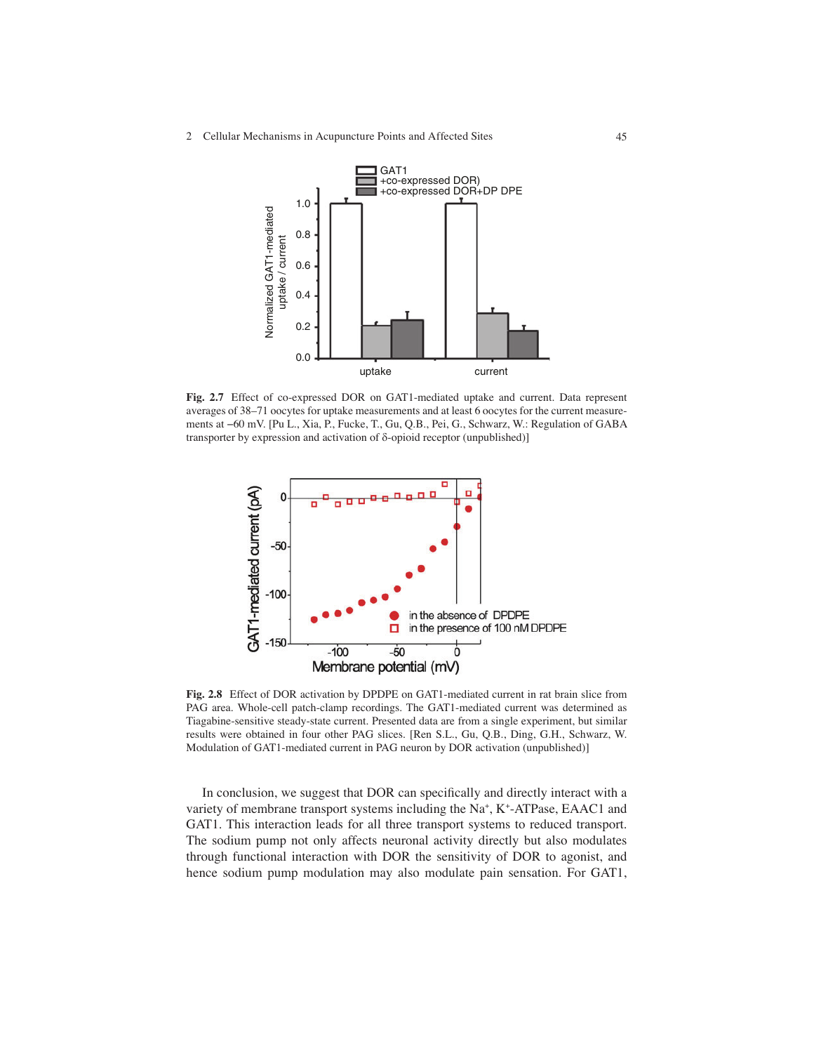**Fig. 2.7** Effect of co-expressed DOR on GAT1-mediated uptake and current. Data represent averages of 38–71 oocytes for uptake measurements and at least 6 oocytes for the current measurements at −60 mV. [Pu L., Xia, P., Fucke, T., Gu, Q.B., Pei, G., Schwarz, W.: Regulation of GABA transporter by expression and activation of δ-opioid receptor (unpublished)]

**Fig. 2.8** Effect of DOR activation by DPDPE on GAT1-mediated current in rat brain slice from PAG area. Whole-cell patch-clamp recordings. The GAT1-mediated current was determined as Tiagabine-sensitive steady-state current. Presented data are from a single experiment, but similar results were obtained in four other PAG slices. [Ren S.L., Gu, Q.B., Ding, G.H., Schwarz, W. Modulation of GAT1-mediated current in PAG neuron by DOR activation (unpublished)]

In conclusion, we suggest that DOR can specifically and directly interact with a variety of membrane transport systems including the $Na^+$, $K^+$-ATPase, EAAC1 and GAT1. This interaction leads for all three transport systems to reduced transport. The sodium pump not only affects neuronal activity directly but also modulates through functional interaction with DOR the sensitivity of DOR to agonist, and hence sodium pump modulation may also modulate pain sensation. For GAT1,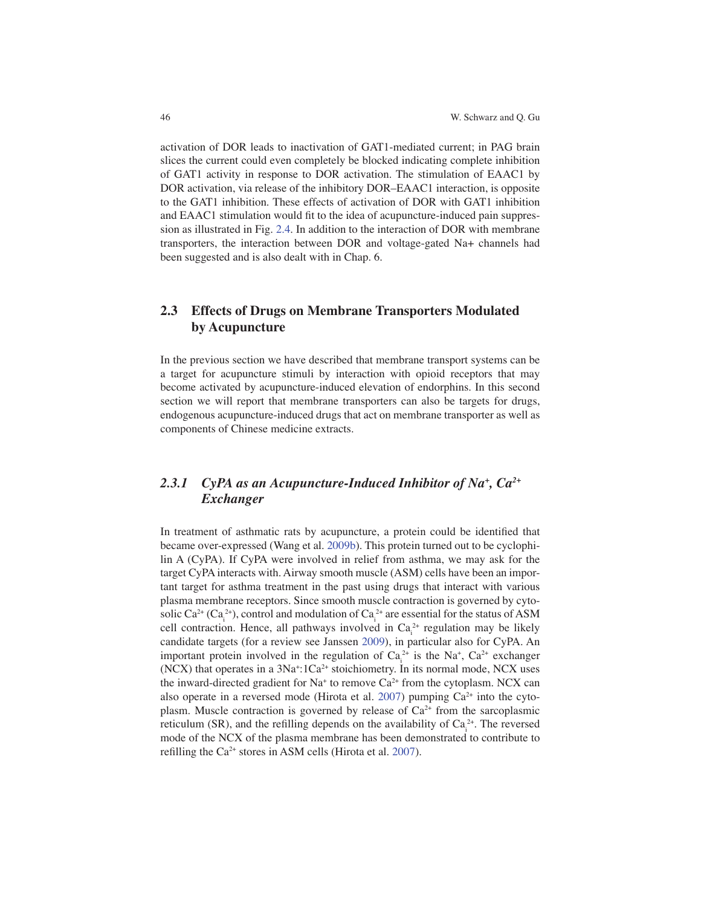activation of DOR leads to inactivation of GAT1-mediated current; in PAG brain slices the current could even completely be blocked indicating complete inhibition of GAT1 activity in response to DOR activation. The stimulation of EAAC1 by DOR activation, via release of the inhibitory DOR–EAAC1 interaction, is opposite to the GAT1 inhibition. These effects of activation of DOR with GAT1 inhibition and EAAC1 stimulation would fit to the idea of acupuncture-induced pain suppression as illustrated in Fig. 2.4. In addition to the interaction of DOR with membrane transporters, the interaction between DOR and voltage-gated Na+ channels had been suggested and is also dealt with in Chap. 6.

## 2.3 Effects of Drugs on Membrane Transporters Modulated by Acupuncture

In the previous section we have described that membrane transport systems can be a target for acupuncture stimuli by interaction with opioid receptors that may become activated by acupuncture-induced elevation of endorphins. In this second section we will report that membrane transporters can also be targets for drugs, endogenous acupuncture-induced drugs that act on membrane transporter as well as components of Chinese medicine extracts.

### *2.3.1 CyPA as an Acupuncture-Induced Inhibitor of $Na^+$, $Ca^{2+}$ Exchanger*

In treatment of asthmatic rats by acupuncture, a protein could be identified that became over-expressed (Wang et al. 2009b). This protein turned out to be cyclophilin A (CyPA). If CyPA were involved in relief from asthma, we may ask for the target CyPA interacts with. Airway smooth muscle (ASM) cells have been an important target for asthma treatment in the past using drugs that interact with various plasma membrane receptors. Since smooth muscle contraction is governed by cytosolic $Ca^{2+}$ ($Ca_i^{2+}$), control and modulation of $Ca_i^{2+}$ are essential for the status of ASM cell contraction. Hence, all pathways involved in $Ca_i^{2+}$ regulation may be likely candidate targets (for a review see Janssen 2009), in particular also for CyPA. An important protein involved in the regulation of $Ca_i^{2+}$ is the $Na^+$, $Ca^{2+}$ exchanger (NCX) that operates in a $3Na^+$:$1Ca^{2+}$ stoichiometry. In its normal mode, NCX uses the inward-directed gradient for $Na^+$ to remove $Ca^{2+}$ from the cytoplasm. NCX can also operate in a reversed mode (Hirota et al. 2007) pumping $Ca^{2+}$ into the cytoplasm. Muscle contraction is governed by release of $Ca^{2+}$ from the sarcoplasmic reticulum (SR), and the refilling depends on the availability of $Ca_i^{2+}$. The reversed mode of the NCX of the plasma membrane has been demonstrated to contribute to refilling the $Ca^{2+}$ stores in ASM cells (Hirota et al. 2007).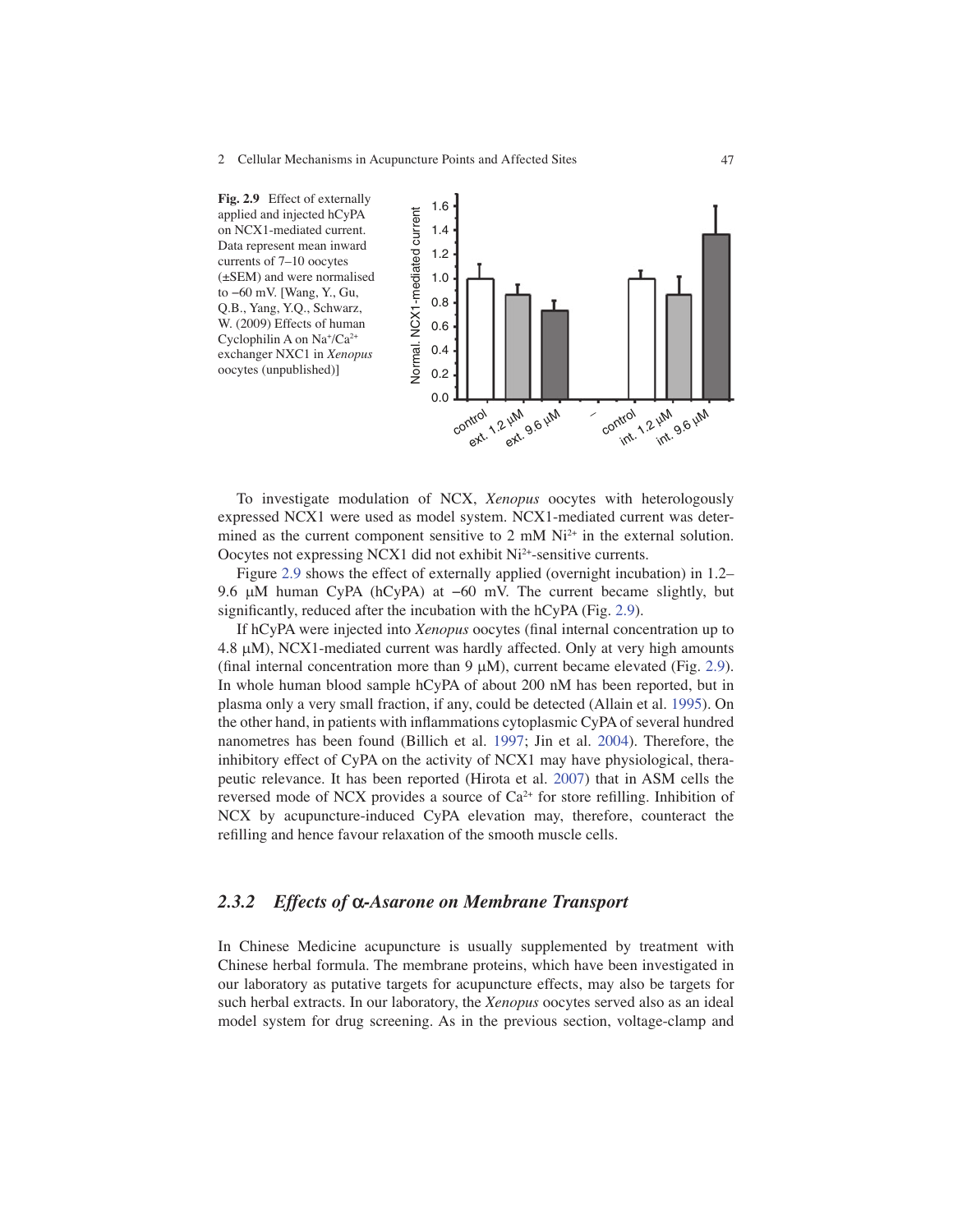**Fig. 2.9** Effect of externally applied and injected hCyPA on NCX1-mediated current. Data represent mean inward currents of 7–10 oocytes (±SEM) and were normalised to −60 mV. [Wang, Y., Gu, Q.B., Yang, Y.Q., Schwarz, W. (2009) Effects of human Cyclophilin A on $Na^{+}/Ca^{2+}$ exchanger NXC1 in *Xenopus* oocytes (unpublished)]

To investigate modulation of NCX, *Xenopus* oocytes with heterologously expressed NCX1 were used as model system. NCX1-mediated current was determined as the current component sensitive to 2 mM $Ni^{2+}$ in the external solution. Oocytes not expressing NCX1 did not exhibit $Ni^{2+}$-sensitive currents.

Figure 2.9 shows the effect of externally applied (overnight incubation) in 1.2–9.6 μM human CyPA (hCyPA) at −60 mV. The current became slightly, but significantly, reduced after the incubation with the hCyPA (Fig. 2.9).

If hCyPA were injected into *Xenopus* oocytes (final internal concentration up to 4.8 μM), NCX1-mediated current was hardly affected. Only at very high amounts (final internal concentration more than 9 μM), current became elevated (Fig. 2.9). In whole human blood sample hCyPA of about 200 nM has been reported, but in plasma only a very small fraction, if any, could be detected (Allain et al. 1995). On the other hand, in patients with inflammations cytoplasmic CyPA of several hundred nanometres has been found (Billich et al. 1997; Jin et al. 2004). Therefore, the inhibitory effect of CyPA on the activity of NCX1 may have physiological, therapeutic relevance. It has been reported (Hirota et al. 2007) that in ASM cells the reversed mode of NCX provides a source of $Ca^{2+}$ for store refilling. Inhibition of NCX by acupuncture-induced CyPA elevation may, therefore, counteract the refilling and hence favour relaxation of the smooth muscle cells.

### *2.3.2 Effects of α-Asarone on Membrane Transport*

In Chinese Medicine acupuncture is usually supplemented by treatment with Chinese herbal formula. The membrane proteins, which have been investigated in our laboratory as putative targets for acupuncture effects, may also be targets for such herbal extracts. In our laboratory, the *Xenopus* oocytes served also as an ideal model system for drug screening. As in the previous section, voltage-clamp and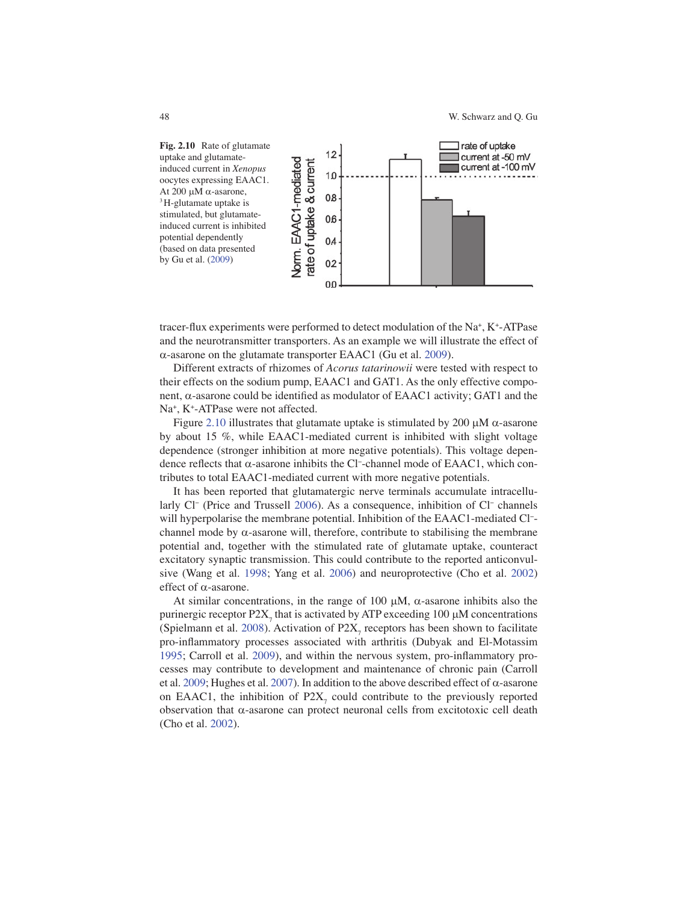**Fig. 2.10** Rate of glutamate uptake and glutamate-induced current in *Xenopus* oocytes expressing EAAC1. At 200 μM α-asarone, $^3$H-glutamate uptake is stimulated, but glutamate-induced current is inhibited potential dependently (based on data presented by Gu et al. (2009)

tracer-flux experiments were performed to detect modulation of the $Na^+$, $K^+$-ATPase and the neurotransmitter transporters. As an example we will illustrate the effect of α-asarone on the glutamate transporter EAAC1 (Gu et al. 2009).

Different extracts of rhizomes of *Acorus tatarinowii* were tested with respect to their effects on the sodium pump, EAAC1 and GAT1. As the only effective component, α-asarone could be identified as modulator of EAAC1 activity; GAT1 and the $Na^+$, $K^+$-ATPase were not affected.

Figure 2.10 illustrates that glutamate uptake is stimulated by 200 μM α-asarone by about 15 %, while EAAC1-mediated current is inhibited with slight voltage dependence (stronger inhibition at more negative potentials). This voltage dependence reflects that α-asarone inhibits the $Cl^-$-channel mode of EAAC1, which contributes to total EAAC1-mediated current with more negative potentials.

It has been reported that glutamatergic nerve terminals accumulate intracellularly $Cl^-$ (Price and Trussell 2006). As a consequence, inhibition of $Cl^-$ channels will hyperpolarise the membrane potential. Inhibition of the EAAC1-mediated $Cl^-$-channel mode by α-asarone will, therefore, contribute to stabilising the membrane potential and, together with the stimulated rate of glutamate uptake, counteract excitatory synaptic transmission. This could contribute to the reported anticonvulsive (Wang et al. 1998; Yang et al. 2006) and neuroprotective (Cho et al. 2002) effect of α-asarone.

At similar concentrations, in the range of 100 μM, α-asarone inhibits also the purinergic receptor $P2X_7$ that is activated by ATP exceeding 100 μM concentrations (Spielmann et al. 2008). Activation of $P2X_7$ receptors has been shown to facilitate pro-inflammatory processes associated with arthritis (Dubyak and El-Motassim 1995; Carroll et al. 2009), and within the nervous system, pro-inflammatory processes may contribute to development and maintenance of chronic pain (Carroll et al. 2009; Hughes et al. 2007). In addition to the above described effect of α-asarone on EAAC1, the inhibition of $P2X_7$ could contribute to the previously reported observation that α-asarone can protect neuronal cells from excitotoxic cell death (Cho et al. 2002).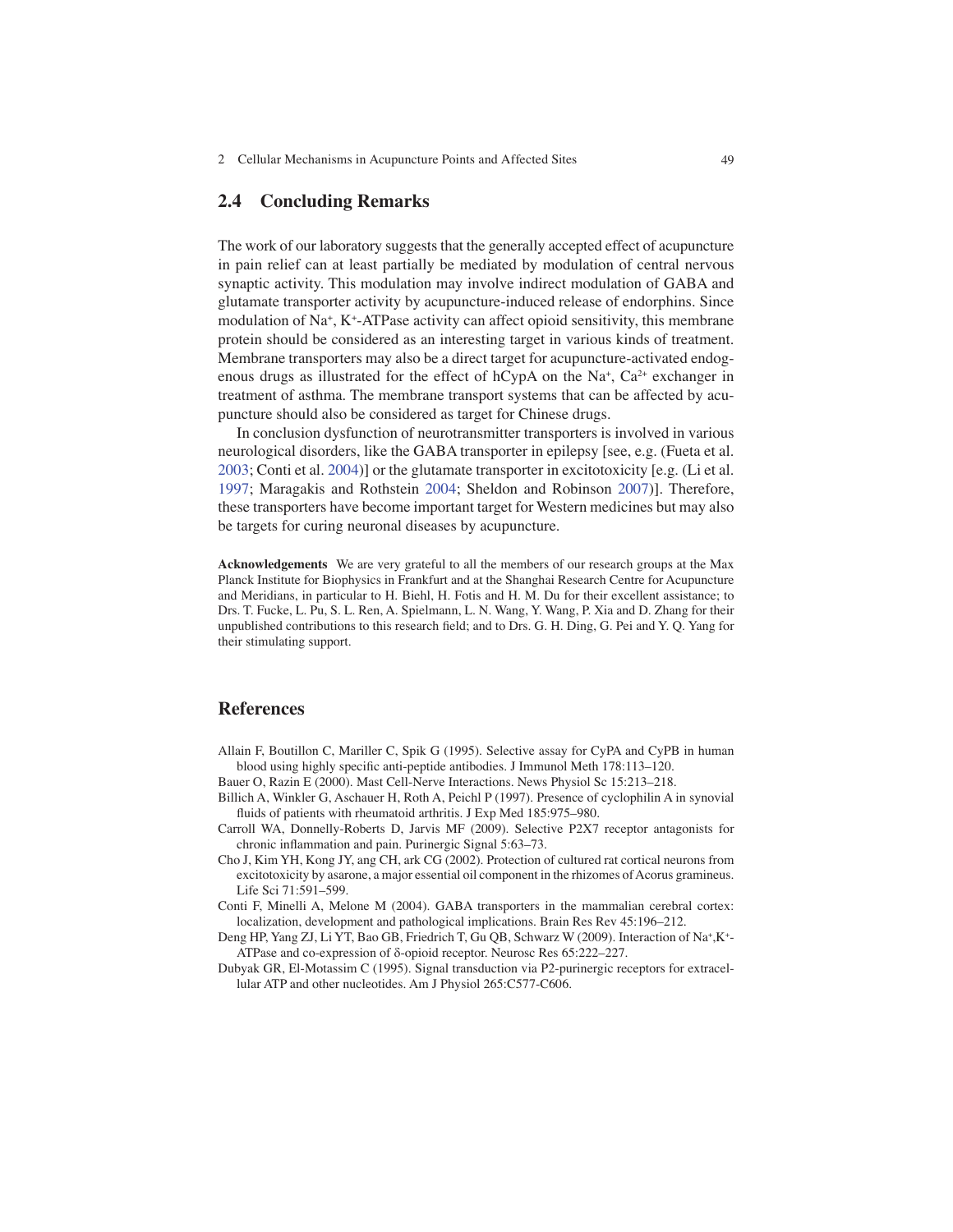## 2.4 Concluding Remarks

The work of our laboratory suggests that the generally accepted effect of acupuncture in pain relief can at least partially be mediated by modulation of central nervous synaptic activity. This modulation may involve indirect modulation of GABA and glutamate transporter activity by acupuncture-induced release of endorphins. Since modulation of $Na^+$, $K^+$-ATPase activity can affect opioid sensitivity, this membrane protein should be considered as an interesting target in various kinds of treatment. Membrane transporters may also be a direct target for acupuncture-activated endogenous drugs as illustrated for the effect of hCypA on the $Na^+$, $Ca^{2+}$ exchanger in treatment of asthma. The membrane transport systems that can be affected by acupuncture should also be considered as target for Chinese drugs.

In conclusion dysfunction of neurotransmitter transporters is involved in various neurological disorders, like the GABA transporter in epilepsy [see, e.g. (Fueta et al. 2003; Conti et al. 2004)] or the glutamate transporter in excitotoxicity [e.g. (Li et al. 1997; Maragakis and Rothstein 2004; Sheldon and Robinson 2007)]. Therefore, these transporters have become important target for Western medicines but may also be targets for curing neuronal diseases by acupuncture.

**Acknowledgements** We are very grateful to all the members of our research groups at the Max Planck Institute for Biophysics in Frankfurt and at the Shanghai Research Centre for Acupuncture and Meridians, in particular to H. Biehl, H. Fotis and H. M. Du for their excellent assistance; to Drs. T. Fucke, L. Pu, S. L. Ren, A. Spielmann, L. N. Wang, Y. Wang, P. Xia and D. Zhang for their unpublished contributions to this research field; and to Drs. G. H. Ding, G. Pei and Y. Q. Yang for their stimulating support.

## References

Allain F, Boutillon C, Mariller C, Spik G (1995). Selective assay for CyPA and CyPB in human blood using highly specific anti-peptide antibodies. J Immunol Meth 178:113–120.

Bauer O, Razin E (2000). Mast Cell-Nerve Interactions. News Physiol Sc 15:213–218.

Billich A, Winkler G, Aschauer H, Roth A, Peichl P (1997). Presence of cyclophilin A in synovial fluids of patients with rheumatoid arthritis. J Exp Med 185:975–980.

Carroll WA, Donnelly-Roberts D, Jarvis MF (2009). Selective P2X7 receptor antagonists for chronic inflammation and pain. Purinergic Signal 5:63–73.

Cho J, Kim YH, Kong JY, ang CH, ark CG (2002). Protection of cultured rat cortical neurons from excitotoxicity by asarone, a major essential oil component in the rhizomes of Acorus gramineus. Life Sci 71:591–599.

Conti F, Minelli A, Melone M (2004). GABA transporters in the mammalian cerebral cortex: localization, development and pathological implications. Brain Res Rev 45:196–212.

Deng HP, Yang ZJ, Li YT, Bao GB, Friedrich T, Gu QB, Schwarz W (2009). Interaction of $Na^+$,$K^+$-ATPase and co-expression of δ-opioid receptor. Neurosc Res 65:222–227.

Dubyak GR, El-Motassim C (1995). Signal transduction via P2-purinergic receptors for extracellular ATP and other nucleotides. Am J Physiol 265:C577-C606.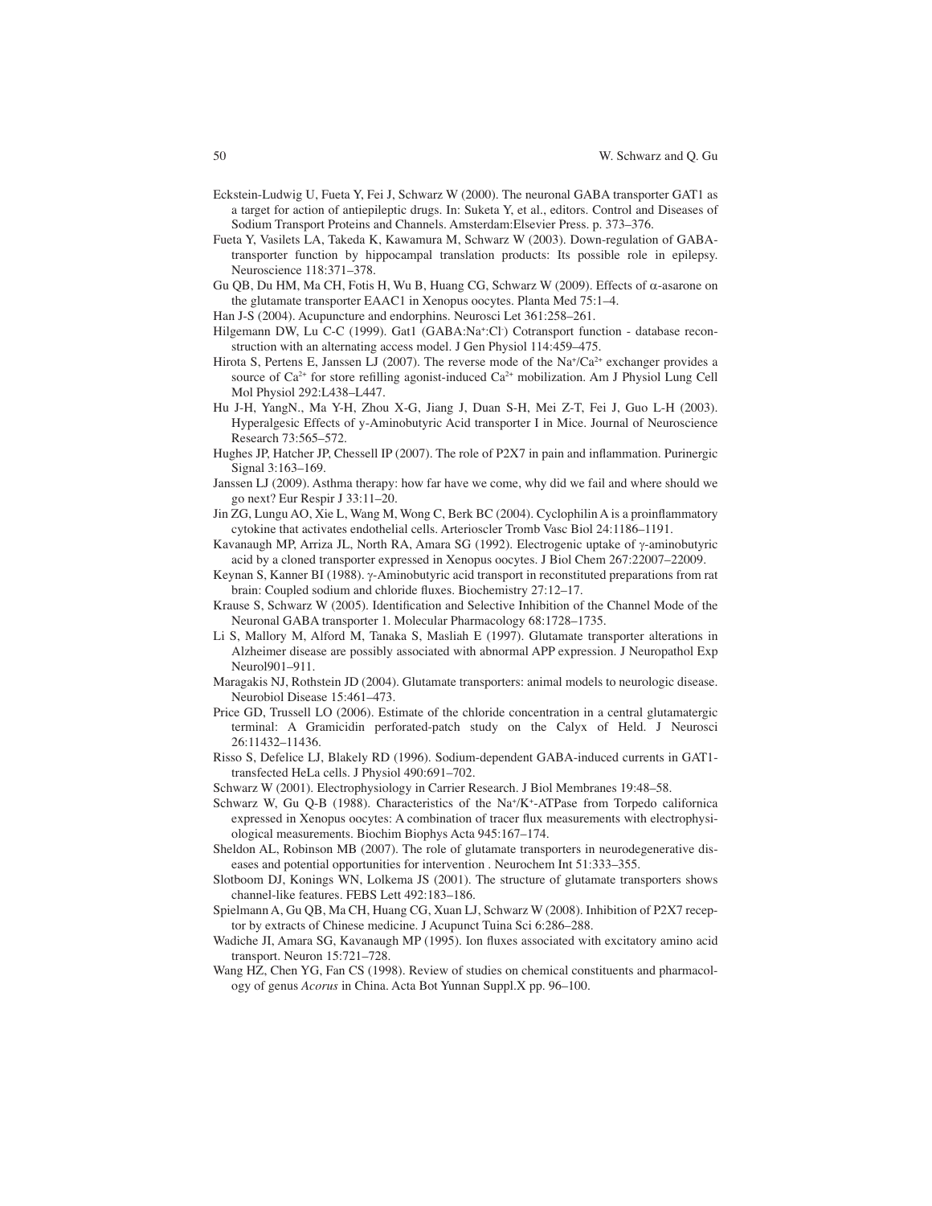Eckstein-Ludwig U, Fueta Y, Fei J, Schwarz W (2000). The neuronal GABA transporter GAT1 as a target for action of antiepileptic drugs. In: Suketa Y, et al., editors. Control and Diseases of Sodium Transport Proteins and Channels. Amsterdam:Elsevier Press. p. 373–376.

Fueta Y, Vasilets LA, Takeda K, Kawamura M, Schwarz W (2003). Down-regulation of GABA-transporter function by hippocampal translation products: Its possible role in epilepsy. Neuroscience 118:371–378.

Gu QB, Du HM, Ma CH, Fotis H, Wu B, Huang CG, Schwarz W (2009). Effects of $\alpha$-asarone on the glutamate transporter EAAC1 in Xenopus oocytes. Planta Med 75:1–4.

Han J-S (2004). Acupuncture and endorphins. Neurosci Let 361:258–261.

Hilgemann DW, Lu C-C (1999). Gat1 (GABA:$Na^+$:$Cl^-$) Cotransport function - database reconstruction with an alternating access model. J Gen Physiol 114:459–475.

Hirota S, Pertens E, Janssen LJ (2007). The reverse mode of the $Na^+/Ca^{2+}$ exchanger provides a source of $Ca^{2+}$ for store refilling agonist-induced $Ca^{2+}$ mobilization. Am J Physiol Lung Cell Mol Physiol 292:L438–L447.

Hu J-H, YangN., Ma Y-H, Zhou X-G, Jiang J, Duan S-H, Mei Z-T, Fei J, Guo L-H (2003). Hyperalgesic Effects of γ-Aminobutyric Acid transporter I in Mice. Journal of Neuroscience Research 73:565–572.

Hughes JP, Hatcher JP, Chessell IP (2007). The role of P2X7 in pain and inflammation. Purinergic Signal 3:163–169.

Janssen LJ (2009). Asthma therapy: how far have we come, why did we fail and where should we go next? Eur Respir J 33:11–20.

Jin ZG, Lungu AO, Xie L, Wang M, Wong C, Berk BC (2004). Cyclophilin A is a proinflammatory cytokine that activates endothelial cells. Arterioscler Tromb Vasc Biol 24:1186–1191.

Kavanaugh MP, Arriza JL, North RA, Amara SG (1992). Electrogenic uptake of $\gamma$-aminobutyric acid by a cloned transporter expressed in Xenopus oocytes. J Biol Chem 267:22007–22009.

Keynan S, Kanner BI (1988). $\gamma$-Aminobutyric acid transport in reconstituted preparations from rat brain: Coupled sodium and chloride fluxes. Biochemistry 27:12–17.

Krause S, Schwarz W (2005). Identification and Selective Inhibition of the Channel Mode of the Neuronal GABA transporter 1. Molecular Pharmacology 68:1728–1735.

Li S, Mallory M, Alford M, Tanaka S, Masliah E (1997). Glutamate transporter alterations in Alzheimer disease are possibly associated with abnormal APP expression. J Neuropathol Exp Neurol901–911.

Maragakis NJ, Rothstein JD (2004). Glutamate transporters: animal models to neurologic disease. Neurobiol Disease 15:461–473.

Price GD, Trussell LO (2006). Estimate of the chloride concentration in a central glutamatergic terminal: A Gramicidin perforated-patch study on the Calyx of Held. J Neurosci 26:11432–11436.

Risso S, Defelice LJ, Blakely RD (1996). Sodium-dependent GABA-induced currents in GAT1-transfected HeLa cells. J Physiol 490:691–702.

Schwarz W (2001). Electrophysiology in Carrier Research. J Biol Membranes 19:48–58.

Schwarz W, Gu Q-B (1988). Characteristics of the $Na^+/K^+$-ATPase from Torpedo californica expressed in Xenopus oocytes: A combination of tracer flux measurements with electrophysiological measurements. Biochim Biophys Acta 945:167–174.

Sheldon AL, Robinson MB (2007). The role of glutamate transporters in neurodegenerative diseases and potential opportunities for intervention . Neurochem Int 51:333–355.

Slotboom DJ, Konings WN, Lolkema JS (2001). The structure of glutamate transporters shows channel-like features. FEBS Lett 492:183–186.

Spielmann A, Gu QB, Ma CH, Huang CG, Xuan LJ, Schwarz W (2008). Inhibition of P2X7 receptor by extracts of Chinese medicine. J Acupunct Tuina Sci 6:286–288.

Wadiche JI, Amara SG, Kavanaugh MP (1995). Ion fluxes associated with excitatory amino acid transport. Neuron 15:721–728.

Wang HZ, Chen YG, Fan CS (1998). Review of studies on chemical constituents and pharmacology of genus *Acorus* in China. Acta Bot Yunnan Suppl.X pp. 96–100.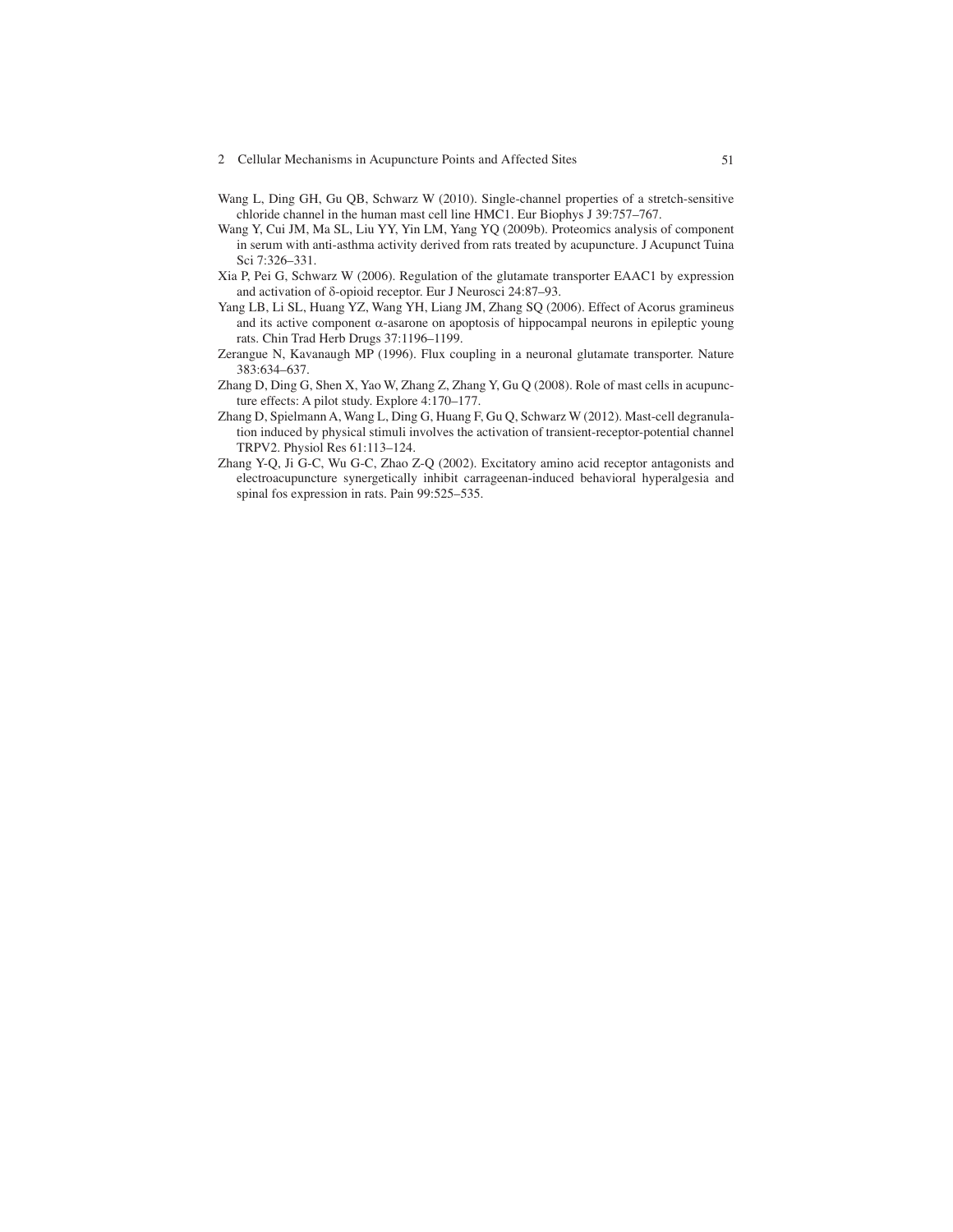Wang L, Ding GH, Gu QB, Schwarz W (2010). Single-channel properties of a stretch-sensitive chloride channel in the human mast cell line HMC1. Eur Biophys J 39:757–767.

Wang Y, Cui JM, Ma SL, Liu YY, Yin LM, Yang YQ (2009b). Proteomics analysis of component in serum with anti-asthma activity derived from rats treated by acupuncture. J Acupunct Tuina Sci 7:326–331.

Xia P, Pei G, Schwarz W (2006). Regulation of the glutamate transporter EAAC1 by expression and activation of δ-opioid receptor. Eur J Neurosci 24:87–93.

Yang LB, Li SL, Huang YZ, Wang YH, Liang JM, Zhang SQ (2006). Effect of Acorus gramineus and its active component α-asarone on apoptosis of hippocampal neurons in epileptic young rats. Chin Trad Herb Drugs 37:1196–1199.

Zerangue N, Kavanaugh MP (1996). Flux coupling in a neuronal glutamate transporter. Nature 383:634–637.

Zhang D, Ding G, Shen X, Yao W, Zhang Z, Zhang Y, Gu Q (2008). Role of mast cells in acupuncture effects: A pilot study. Explore 4:170–177.

Zhang D, Spielmann A, Wang L, Ding G, Huang F, Gu Q, Schwarz W (2012). Mast-cell degranulation induced by physical stimuli involves the activation of transient-receptor-potential channel TRPV2. Physiol Res 61:113–124.

Zhang Y-Q, Ji G-C, Wu G-C, Zhao Z-Q (2002). Excitatory amino acid receptor antagonists and electroacupuncture synergetically inhibit carrageenan-induced behavioral hyperalgesia and spinal fos expression in rats. Pain 99:525–535.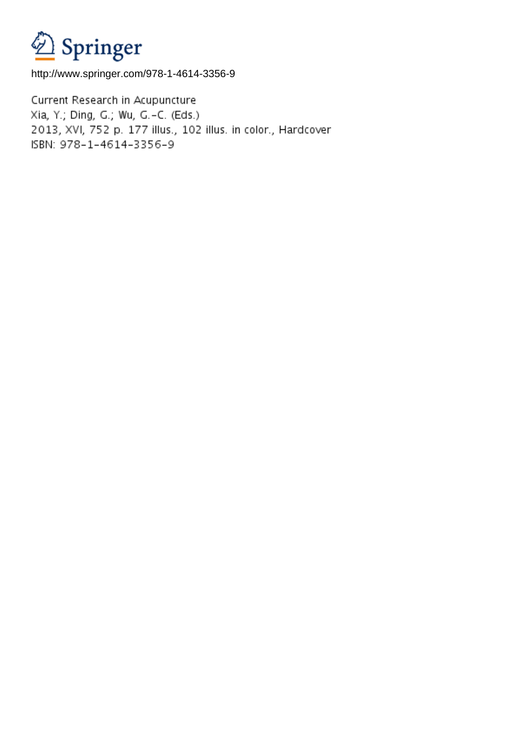Springer

http://www.springer.com/978-1-4614-3356-9

Current Research in Acupuncture
Xia, Y.; Ding, G.; Wu, G.-C. (Eds.)
2013, XVI, 752 p. 177 illus., 102 illus. in color., Hardcover
ISBN: 978-1-4614-3356-9